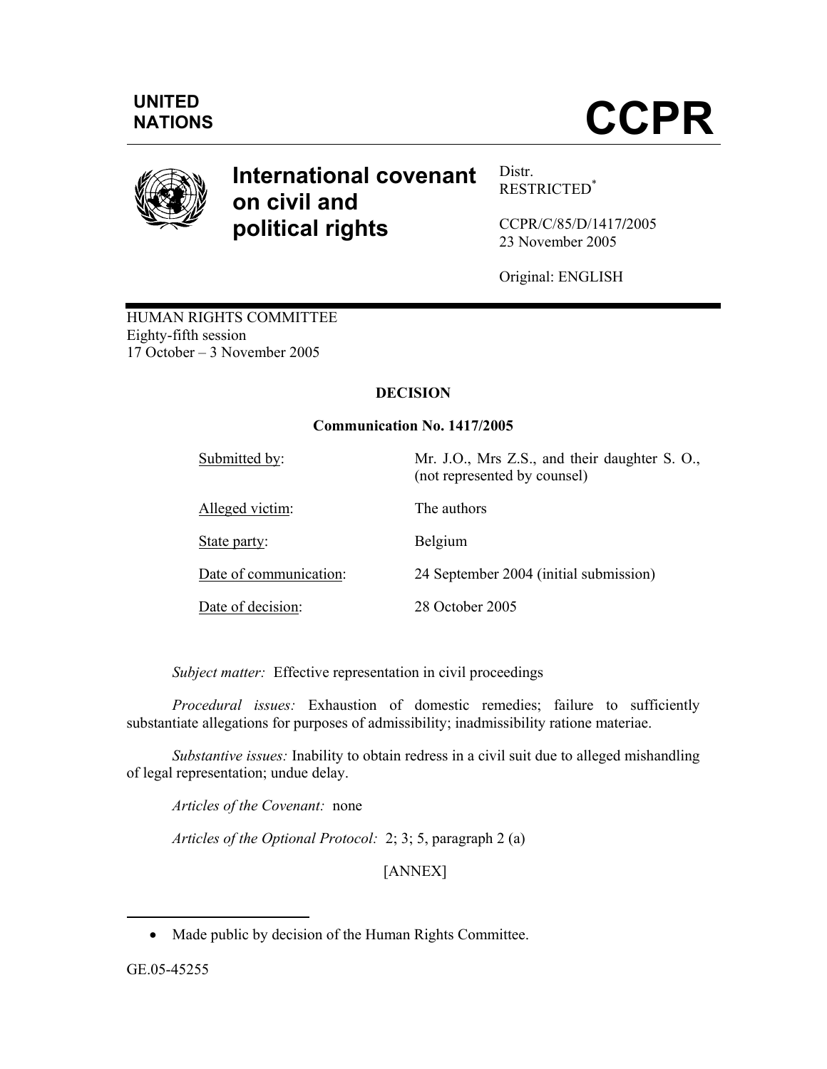**UNITED NATIONS**

# CCPR

## International covenant on civil and political rights

Distr.
RESTRICTED[*]

CCPR/C/85/D/1417/2005
23 November 2005

Original: ENGLISH

HUMAN RIGHTS COMMITTEE
Eighty-fifth session
17 October – 3 November 2005

**DECISION**

**Communication No. 1417/2005**

| | |
|---|---|
| Submitted by: | Mr. J.O., Mrs Z.S., and their daughter S. O., (not represented by counsel) |
| Alleged victim: | The authors |
| State party: | Belgium |
| Date of communication: | 24 September 2004 (initial submission) |
| Date of decision: | 28 October 2005 |

*Subject matter:* Effective representation in civil proceedings

*Procedural issues:* Exhaustion of domestic remedies; failure to sufficiently substantiate allegations for purposes of admissibility; inadmissibility ratione materiae.

*Substantive issues:* Inability to obtain redress in a civil suit due to alleged mishandling of legal representation; undue delay.

*Articles of the Covenant:* none

*Articles of the Optional Protocol:* 2; 3; 5, paragraph 2 (a)

[ANNEX]

- Made public by decision of the Human Rights Committee.

GE.05-45255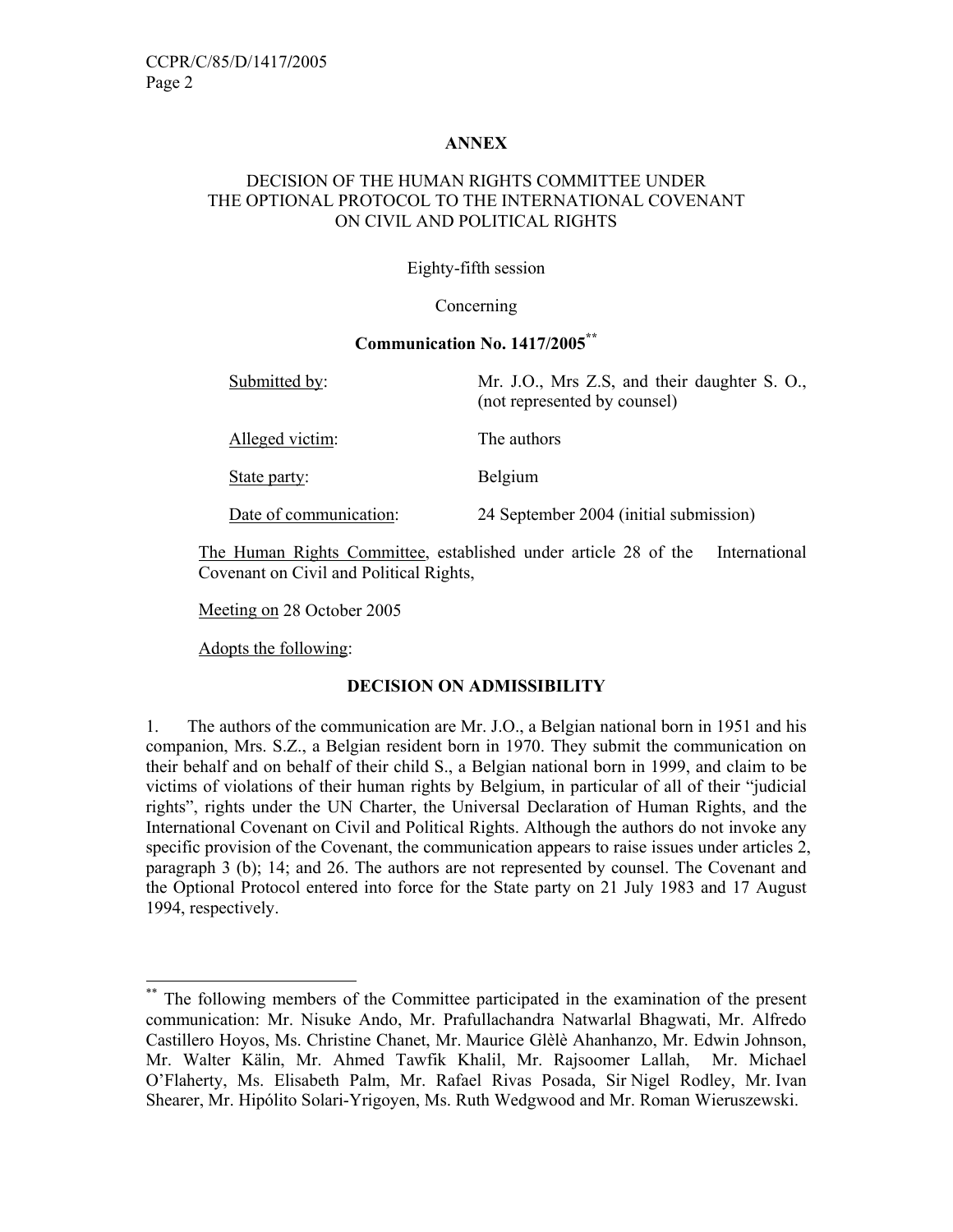**ANNEX**

DECISION OF THE HUMAN RIGHTS COMMITTEE UNDER THE OPTIONAL PROTOCOL TO THE INTERNATIONAL COVENANT ON CIVIL AND POLITICAL RIGHTS

Eighty-fifth session

Concerning

**Communication No. 1417/2005**[**]

| | |
|---|---|
| Submitted by: | Mr. J.O., Mrs Z.S, and their daughter S. O., (not represented by counsel) |
| Alleged victim: | The authors |
| State party: | Belgium |
| Date of communication: | 24 September 2004 (initial submission) |

The Human Rights Committee, established under article 28 of the International Covenant on Civil and Political Rights,

Meeting on 28 October 2005

Adopts the following:

**DECISION ON ADMISSIBILITY**

1. The authors of the communication are Mr. J.O., a Belgian national born in 1951 and his companion, Mrs. S.Z., a Belgian resident born in 1970. They submit the communication on their behalf and on behalf of their child S., a Belgian national born in 1999, and claim to be victims of violations of their human rights by Belgium, in particular of all of their "judicial rights", rights under the UN Charter, the Universal Declaration of Human Rights, and the International Covenant on Civil and Political Rights. Although the authors do not invoke any specific provision of the Covenant, the communication appears to raise issues under articles 2, paragraph 3 (b); 14; and 26. The authors are not represented by counsel. The Covenant and the Optional Protocol entered into force for the State party on 21 July 1983 and 17 August 1994, respectively.

[**] The following members of the Committee participated in the examination of the present communication: Mr. Nisuke Ando, Mr. Prafullachandra Natwarlal Bhagwati, Mr. Alfredo Castillero Hoyos, Ms. Christine Chanet, Mr. Maurice Glèlè Ahanhanzo, Mr. Edwin Johnson, Mr. Walter Kälin, Mr. Ahmed Tawfik Khalil, Mr. Rajsoomer Lallah, Mr. Michael O'Flaherty, Ms. Elisabeth Palm, Mr. Rafael Rivas Posada, Sir Nigel Rodley, Mr. Ivan Shearer, Mr. Hipólito Solari-Yrigoyen, Ms. Ruth Wedgwood and Mr. Roman Wieruszewski.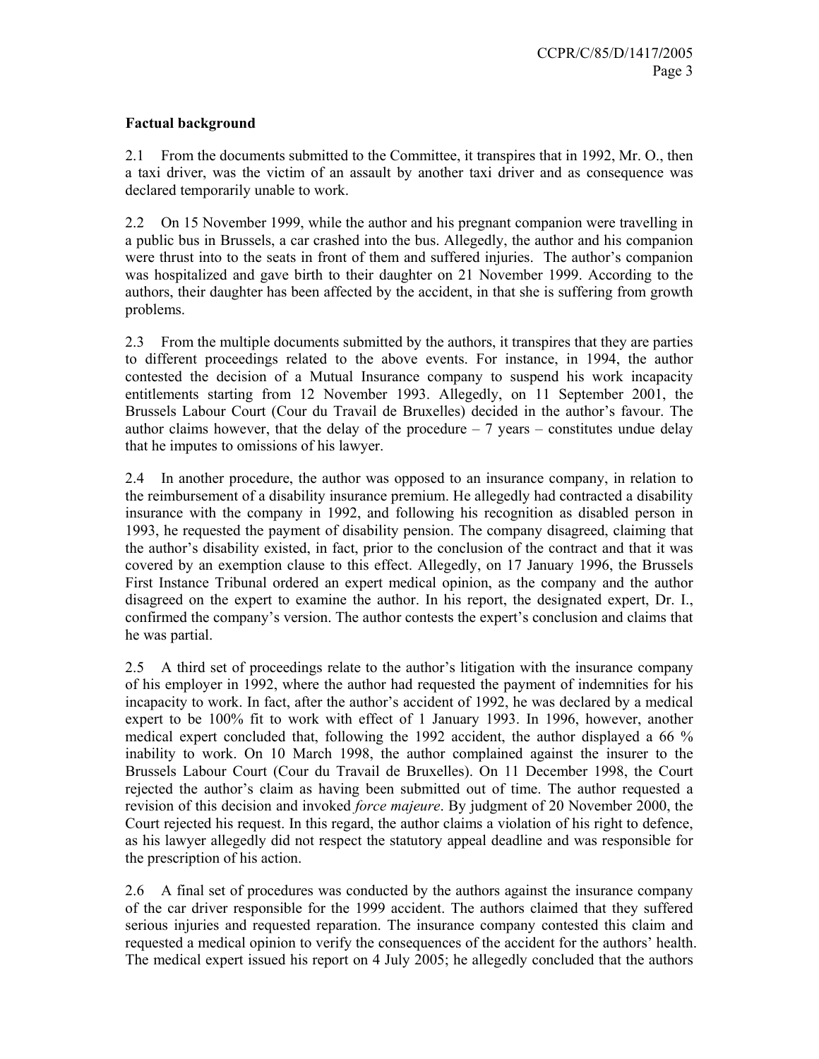**Factual background**

2.1 From the documents submitted to the Committee, it transpires that in 1992, Mr. O., then a taxi driver, was the victim of an assault by another taxi driver and as consequence was declared temporarily unable to work.

2.2 On 15 November 1999, while the author and his pregnant companion were travelling in a public bus in Brussels, a car crashed into the bus. Allegedly, the author and his companion were thrust into to the seats in front of them and suffered injuries. The author's companion was hospitalized and gave birth to their daughter on 21 November 1999. According to the authors, their daughter has been affected by the accident, in that she is suffering from growth problems.

2.3 From the multiple documents submitted by the authors, it transpires that they are parties to different proceedings related to the above events. For instance, in 1994, the author contested the decision of a Mutual Insurance company to suspend his work incapacity entitlements starting from 12 November 1993. Allegedly, on 11 September 2001, the Brussels Labour Court (Cour du Travail de Bruxelles) decided in the author's favour. The author claims however, that the delay of the procedure – 7 years – constitutes undue delay that he imputes to omissions of his lawyer.

2.4 In another procedure, the author was opposed to an insurance company, in relation to the reimbursement of a disability insurance premium. He allegedly had contracted a disability insurance with the company in 1992, and following his recognition as disabled person in 1993, he requested the payment of disability pension. The company disagreed, claiming that the author's disability existed, in fact, prior to the conclusion of the contract and that it was covered by an exemption clause to this effect. Allegedly, on 17 January 1996, the Brussels First Instance Tribunal ordered an expert medical opinion, as the company and the author disagreed on the expert to examine the author. In his report, the designated expert, Dr. I., confirmed the company's version. The author contests the expert's conclusion and claims that he was partial.

2.5 A third set of proceedings relate to the author's litigation with the insurance company of his employer in 1992, where the author had requested the payment of indemnities for his incapacity to work. In fact, after the author's accident of 1992, he was declared by a medical expert to be 100% fit to work with effect of 1 January 1993. In 1996, however, another medical expert concluded that, following the 1992 accident, the author displayed a 66 % inability to work. On 10 March 1998, the author complained against the insurer to the Brussels Labour Court (Cour du Travail de Bruxelles). On 11 December 1998, the Court rejected the author's claim as having been submitted out of time. The author requested a revision of this decision and invoked *force majeure*. By judgment of 20 November 2000, the Court rejected his request. In this regard, the author claims a violation of his right to defence, as his lawyer allegedly did not respect the statutory appeal deadline and was responsible for the prescription of his action.

2.6 A final set of procedures was conducted by the authors against the insurance company of the car driver responsible for the 1999 accident. The authors claimed that they suffered serious injuries and requested reparation. The insurance company contested this claim and requested a medical opinion to verify the consequences of the accident for the authors' health. The medical expert issued his report on 4 July 2005; he allegedly concluded that the authors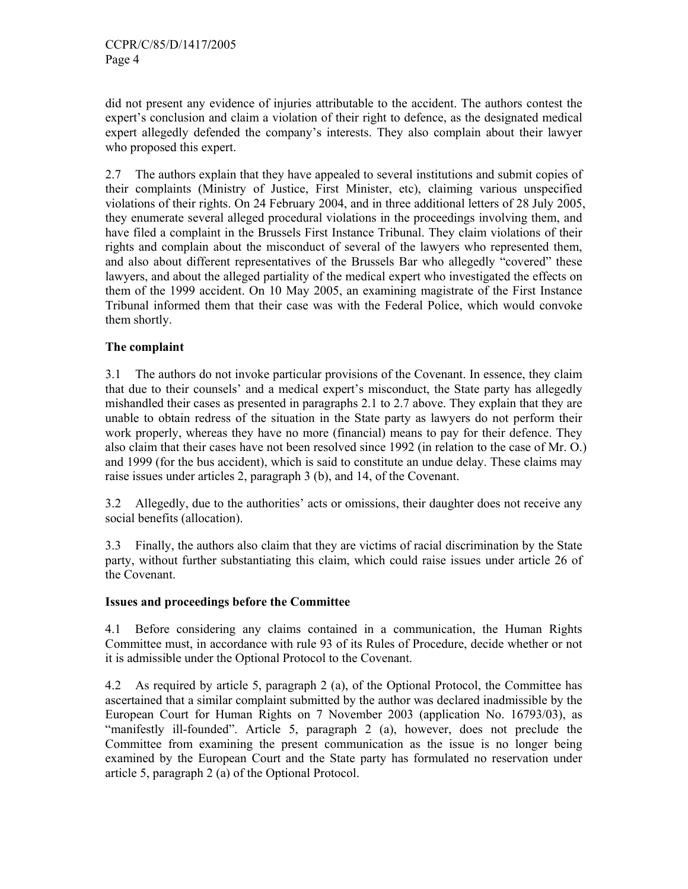did not present any evidence of injuries attributable to the accident. The authors contest the expert's conclusion and claim a violation of their right to defence, as the designated medical expert allegedly defended the company's interests. They also complain about their lawyer who proposed this expert.

2.7 The authors explain that they have appealed to several institutions and submit copies of their complaints (Ministry of Justice, First Minister, etc), claiming various unspecified violations of their rights. On 24 February 2004, and in three additional letters of 28 July 2005, they enumerate several alleged procedural violations in the proceedings involving them, and have filed a complaint in the Brussels First Instance Tribunal. They claim violations of their rights and complain about the misconduct of several of the lawyers who represented them, and also about different representatives of the Brussels Bar who allegedly "covered" these lawyers, and about the alleged partiality of the medical expert who investigated the effects on them of the 1999 accident. On 10 May 2005, an examining magistrate of the First Instance Tribunal informed them that their case was with the Federal Police, which would convoke them shortly.

**The complaint**

3.1 The authors do not invoke particular provisions of the Covenant. In essence, they claim that due to their counsels' and a medical expert's misconduct, the State party has allegedly mishandled their cases as presented in paragraphs 2.1 to 2.7 above. They explain that they are unable to obtain redress of the situation in the State party as lawyers do not perform their work properly, whereas they have no more (financial) means to pay for their defence. They also claim that their cases have not been resolved since 1992 (in relation to the case of Mr. O.) and 1999 (for the bus accident), which is said to constitute an undue delay. These claims may raise issues under articles 2, paragraph 3 (b), and 14, of the Covenant.

3.2 Allegedly, due to the authorities' acts or omissions, their daughter does not receive any social benefits (allocation).

3.3 Finally, the authors also claim that they are victims of racial discrimination by the State party, without further substantiating this claim, which could raise issues under article 26 of the Covenant.

**Issues and proceedings before the Committee**

4.1 Before considering any claims contained in a communication, the Human Rights Committee must, in accordance with rule 93 of its Rules of Procedure, decide whether or not it is admissible under the Optional Protocol to the Covenant.

4.2 As required by article 5, paragraph 2 (a), of the Optional Protocol, the Committee has ascertained that a similar complaint submitted by the author was declared inadmissible by the European Court for Human Rights on 7 November 2003 (application No. 16793/03), as "manifestly ill-founded". Article 5, paragraph 2 (a), however, does not preclude the Committee from examining the present communication as the issue is no longer being examined by the European Court and the State party has formulated no reservation under article 5, paragraph 2 (a) of the Optional Protocol.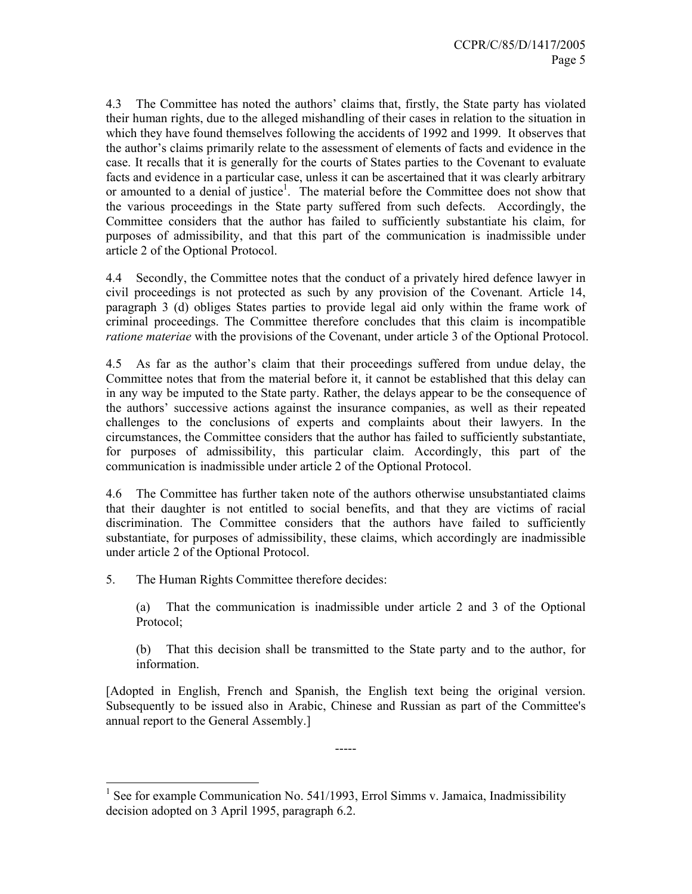4.3 The Committee has noted the authors' claims that, firstly, the State party has violated their human rights, due to the alleged mishandling of their cases in relation to the situation in which they have found themselves following the accidents of 1992 and 1999. It observes that the author's claims primarily relate to the assessment of elements of facts and evidence in the case. It recalls that it is generally for the courts of States parties to the Covenant to evaluate facts and evidence in a particular case, unless it can be ascertained that it was clearly arbitrary or amounted to a denial of justice[1]. The material before the Committee does not show that the various proceedings in the State party suffered from such defects. Accordingly, the Committee considers that the author has failed to sufficiently substantiate his claim, for purposes of admissibility, and that this part of the communication is inadmissible under article 2 of the Optional Protocol.

4.4 Secondly, the Committee notes that the conduct of a privately hired defence lawyer in civil proceedings is not protected as such by any provision of the Covenant. Article 14, paragraph 3 (d) obliges States parties to provide legal aid only within the frame work of criminal proceedings. The Committee therefore concludes that this claim is incompatible *ratione materiae* with the provisions of the Covenant, under article 3 of the Optional Protocol.

4.5 As far as the author's claim that their proceedings suffered from undue delay, the Committee notes that from the material before it, it cannot be established that this delay can in any way be imputed to the State party. Rather, the delays appear to be the consequence of the authors' successive actions against the insurance companies, as well as their repeated challenges to the conclusions of experts and complaints about their lawyers. In the circumstances, the Committee considers that the author has failed to sufficiently substantiate, for purposes of admissibility, this particular claim. Accordingly, this part of the communication is inadmissible under article 2 of the Optional Protocol.

4.6 The Committee has further taken note of the authors otherwise unsubstantiated claims that their daughter is not entitled to social benefits, and that they are victims of racial discrimination. The Committee considers that the authors have failed to sufficiently substantiate, for purposes of admissibility, these claims, which accordingly are inadmissible under article 2 of the Optional Protocol.

5. The Human Rights Committee therefore decides:

(a) That the communication is inadmissible under article 2 and 3 of the Optional Protocol;

(b) That this decision shall be transmitted to the State party and to the author, for information.

[Adopted in English, French and Spanish, the English text being the original version. Subsequently to be issued also in Arabic, Chinese and Russian as part of the Committee's annual report to the General Assembly.]

-----

[1] See for example Communication No. 541/1993, Errol Simms v. Jamaica, Inadmissibility decision adopted on 3 April 1995, paragraph 6.2.